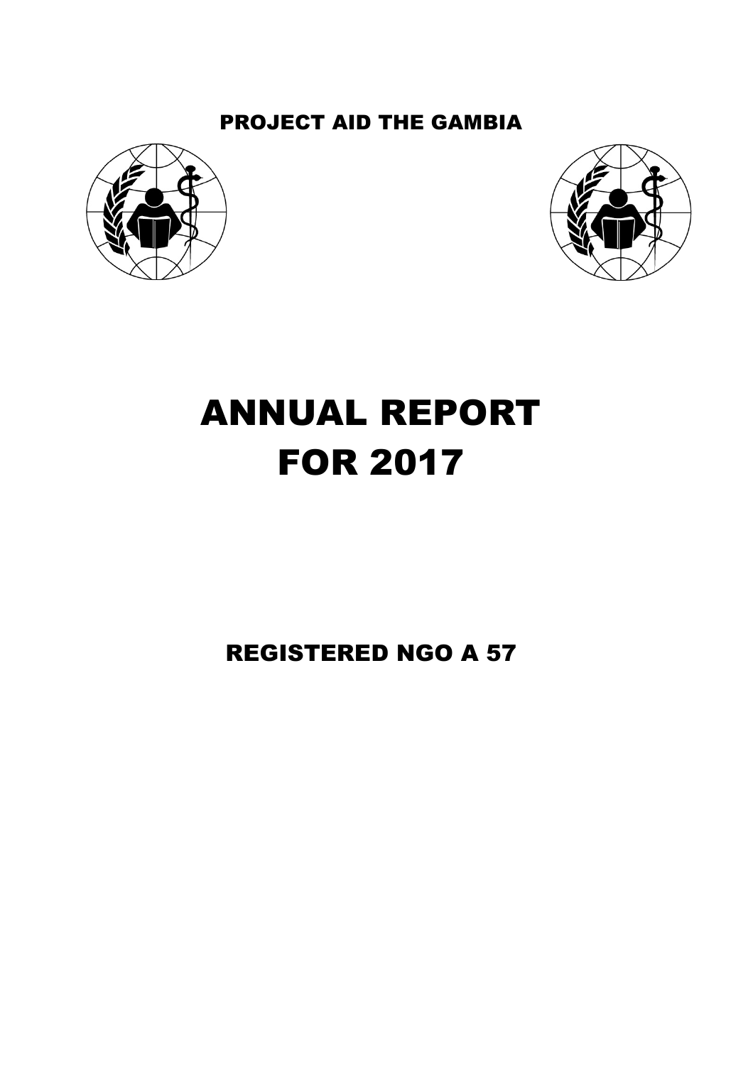PROJECT AID THE GAMBIA

# ANNUAL REPORT FOR 2017

## REGISTERED NGO A 57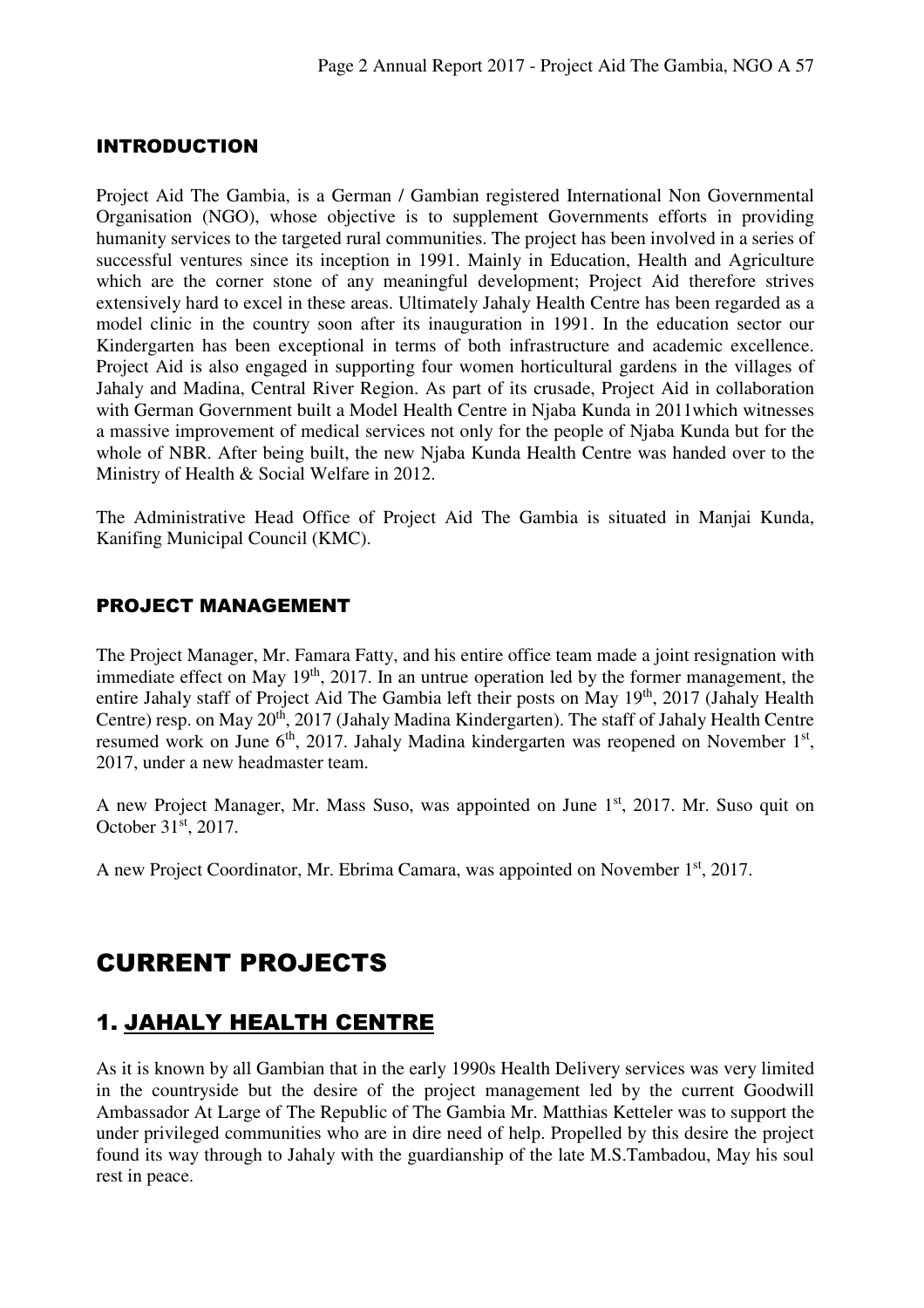## INTRODUCTION

Project Aid The Gambia, is a German / Gambian registered International Non Governmental Organisation (NGO), whose objective is to supplement Governments efforts in providing humanity services to the targeted rural communities. The project has been involved in a series of successful ventures since its inception in 1991. Mainly in Education, Health and Agriculture which are the corner stone of any meaningful development; Project Aid therefore strives extensively hard to excel in these areas. Ultimately Jahaly Health Centre has been regarded as a model clinic in the country soon after its inauguration in 1991. In the education sector our Kindergarten has been exceptional in terms of both infrastructure and academic excellence. Project Aid is also engaged in supporting four women horticultural gardens in the villages of Jahaly and Madina, Central River Region. As part of its crusade, Project Aid in collaboration with German Government built a Model Health Centre in Njaba Kunda in 2011which witnesses a massive improvement of medical services not only for the people of Njaba Kunda but for the whole of NBR. After being built, the new Njaba Kunda Health Centre was handed over to the Ministry of Health & Social Welfare in 2012.

The Administrative Head Office of Project Aid The Gambia is situated in Manjai Kunda, Kanifing Municipal Council (KMC).

## PROJECT MANAGEMENT

The Project Manager, Mr. Famara Fatty, and his entire office team made a joint resignation with immediate effect on May 19th, 2017. In an untrue operation led by the former management, the entire Jahaly staff of Project Aid The Gambia left their posts on May 19th, 2017 (Jahaly Health Centre) resp. on May 20th, 2017 (Jahaly Madina Kindergarten). The staff of Jahaly Health Centre resumed work on June 6th, 2017. Jahaly Madina kindergarten was reopened on November 1st, 2017, under a new headmaster team.

A new Project Manager, Mr. Mass Suso, was appointed on June 1st, 2017. Mr. Suso quit on October 31st, 2017.

A new Project Coordinator, Mr. Ebrima Camara, was appointed on November 1st, 2017.

# CURRENT PROJECTS

## 1. JAHALY HEALTH CENTRE

As it is known by all Gambian that in the early 1990s Health Delivery services was very limited in the countryside but the desire of the project management led by the current Goodwill Ambassador At Large of The Republic of The Gambia Mr. Matthias Ketteler was to support the under privileged communities who are in dire need of help. Propelled by this desire the project found its way through to Jahaly with the guardianship of the late M.S.Tambadou, May his soul rest in peace.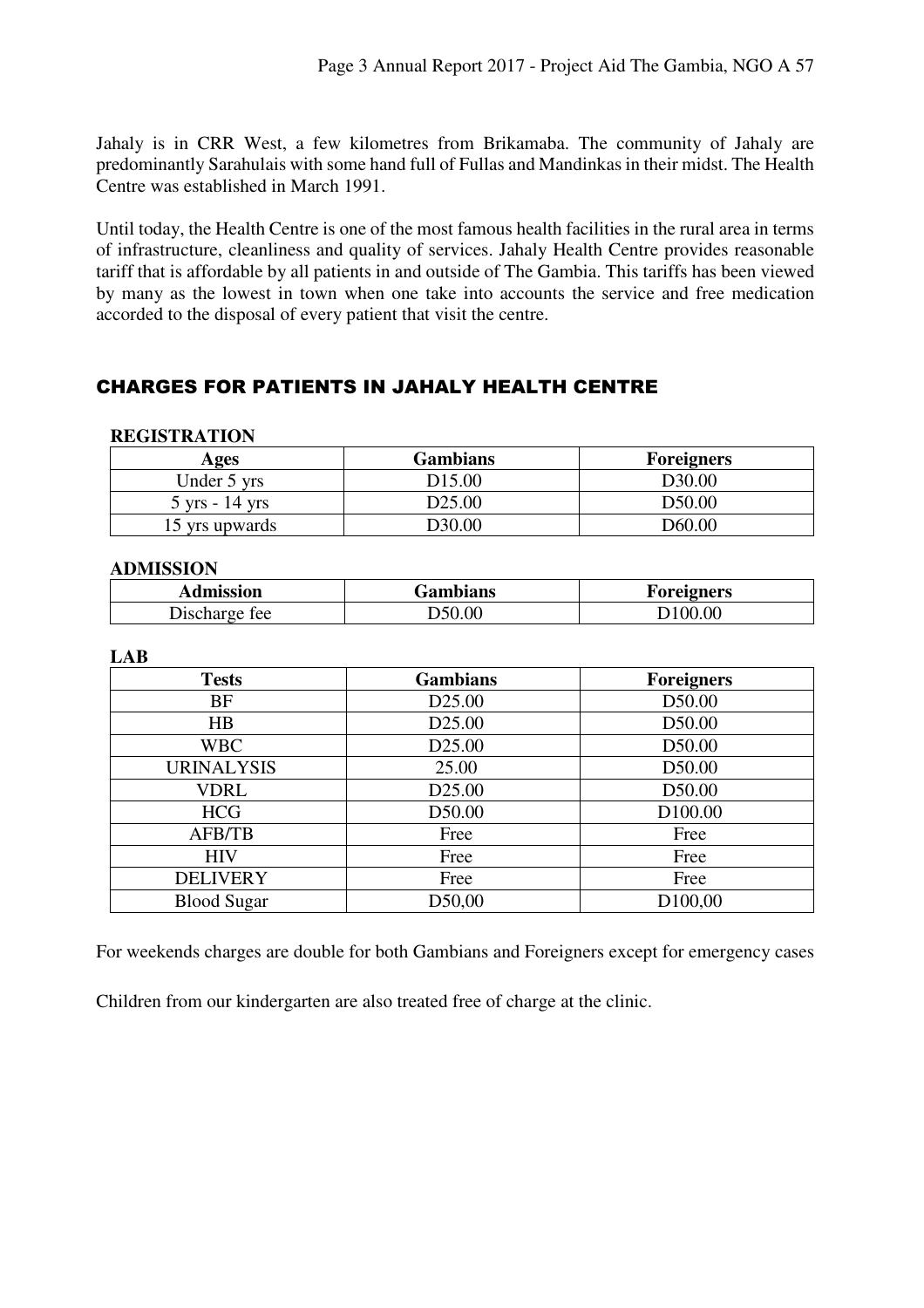Jahaly is in CRR West, a few kilometres from Brikamaba. The community of Jahaly are predominantly Sarahulais with some hand full of Fullas and Mandinkas in their midst. The Health Centre was established in March 1991.

Until today, the Health Centre is one of the most famous health facilities in the rural area in terms of infrastructure, cleanliness and quality of services. Jahaly Health Centre provides reasonable tariff that is affordable by all patients in and outside of The Gambia. This tariffs has been viewed by many as the lowest in town when one take into accounts the service and free medication accorded to the disposal of every patient that visit the centre.

## CHARGES FOR PATIENTS IN JAHALY HEALTH CENTRE

**REGISTRATION**

| Ages | Gambians | Foreigners |
|---|---|---|
| Under 5 yrs | D15.00 | D30.00 |
| 5 yrs - 14 yrs | D25.00 | D50.00 |
| 15 yrs upwards | D30.00 | D60.00 |

**ADMISSION**

| Admission | Gambians | Foreigners |
|---|---|---|
| Discharge fee | D50.00 | D100.00 |

**LAB**

| Tests | Gambians | Foreigners |
|---|---|---|
| BF | D25.00 | D50.00 |
| HB | D25.00 | D50.00 |
| WBC | D25.00 | D50.00 |
| URINALYSIS | 25.00 | D50.00 |
| VDRL | D25.00 | D50.00 |
| HCG | D50.00 | D100.00 |
| AFB/TB | Free | Free |
| HIV | Free | Free |
| DELIVERY | Free | Free |
| Blood Sugar | D50,00 | D100,00 |

For weekends charges are double for both Gambians and Foreigners except for emergency cases

Children from our kindergarten are also treated free of charge at the clinic.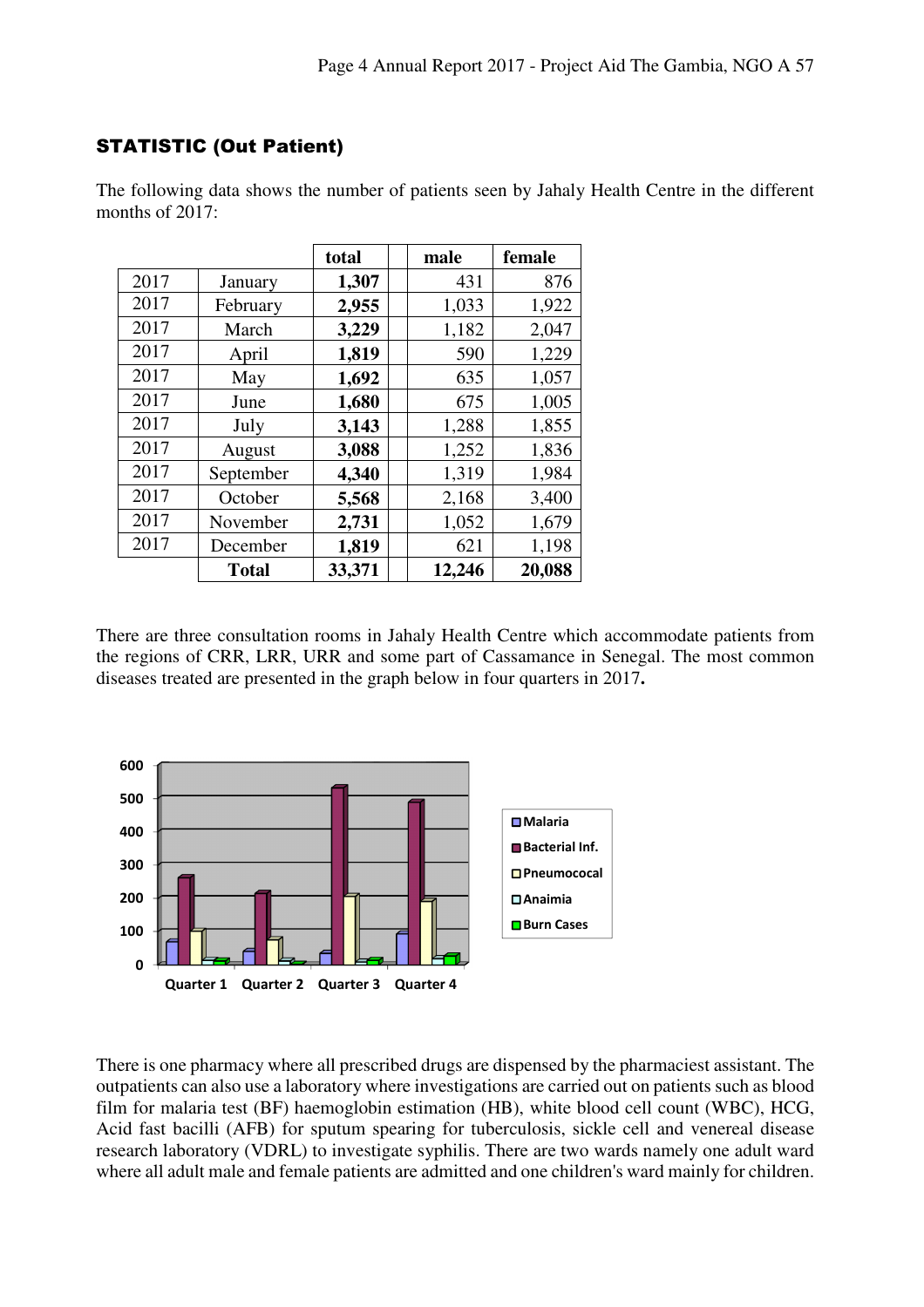## STATISTIC (Out Patient)

The following data shows the number of patients seen by Jahaly Health Centre in the different months of 2017:

| | | total | | male | female |
|---|---|---|---|---|---|
| 2017 | January | **1,307** | | 431 | 876 |
| 2017 | February | **2,955** | | 1,033 | 1,922 |
| 2017 | March | **3,229** | | 1,182 | 2,047 |
| 2017 | April | **1,819** | | 590 | 1,229 |
| 2017 | May | **1,692** | | 635 | 1,057 |
| 2017 | June | **1,680** | | 675 | 1,005 |
| 2017 | July | **3,143** | | 1,288 | 1,855 |
| 2017 | August | **3,088** | | 1,252 | 1,836 |
| 2017 | September | **4,340** | | 1,319 | 1,984 |
| 2017 | October | **5,568** | | 2,168 | 3,400 |
| 2017 | November | **2,731** | | 1,052 | 1,679 |
| 2017 | December | **1,819** | | 621 | 1,198 |
| | **Total** | **33,371** | | **12,246** | **20,088** |

There are three consultation rooms in Jahaly Health Centre which accommodate patients from the regions of CRR, LRR, URR and some part of Cassamance in Senegal. The most common diseases treated are presented in the graph below in four quarters in 2017**.**

There is one pharmacy where all prescribed drugs are dispensed by the pharmaciest assistant. The outpatients can also use a laboratory where investigations are carried out on patients such as blood film for malaria test (BF) haemoglobin estimation (HB), white blood cell count (WBC), HCG, Acid fast bacilli (AFB) for sputum spearing for tuberculosis, sickle cell and venereal disease research laboratory (VDRL) to investigate syphilis. There are two wards namely one adult ward where all adult male and female patients are admitted and one children's ward mainly for children.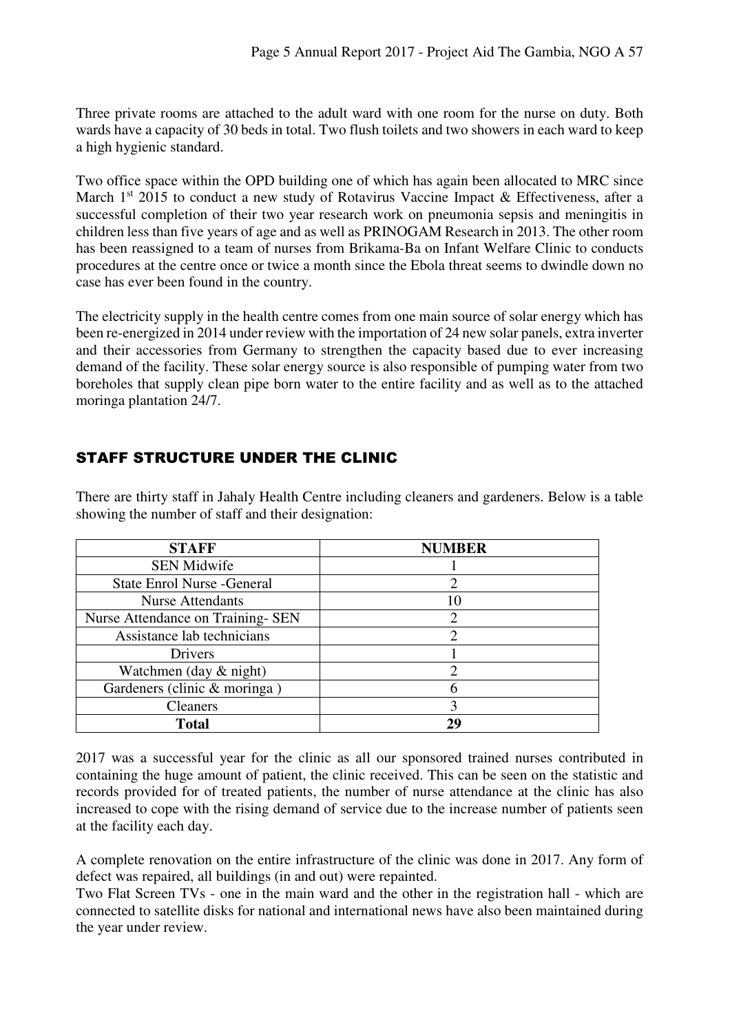Three private rooms are attached to the adult ward with one room for the nurse on duty. Both wards have a capacity of 30 beds in total. Two flush toilets and two showers in each ward to keep a high hygienic standard.

Two office space within the OPD building one of which has again been allocated to MRC since March 1st 2015 to conduct a new study of Rotavirus Vaccine Impact & Effectiveness, after a successful completion of their two year research work on pneumonia sepsis and meningitis in children less than five years of age and as well as PRINOGAM Research in 2013. The other room has been reassigned to a team of nurses from Brikama-Ba on Infant Welfare Clinic to conducts procedures at the centre once or twice a month since the Ebola threat seems to dwindle down no case has ever been found in the country.

The electricity supply in the health centre comes from one main source of solar energy which has been re-energized in 2014 under review with the importation of 24 new solar panels, extra inverter and their accessories from Germany to strengthen the capacity based due to ever increasing demand of the facility. These solar energy source is also responsible of pumping water from two boreholes that supply clean pipe born water to the entire facility and as well as to the attached moringa plantation 24/7.

## STAFF STRUCTURE UNDER THE CLINIC

There are thirty staff in Jahaly Health Centre including cleaners and gardeners. Below is a table showing the number of staff and their designation:

| STAFF | NUMBER |
|---|---|
| SEN Midwife | 1 |
| State Enrol Nurse -General | 2 |
| Nurse Attendants | 10 |
| Nurse Attendance on Training- SEN | 2 |
| Assistance lab technicians | 2 |
| Drivers | 1 |
| Watchmen (day & night) | 2 |
| Gardeners (clinic & moringa ) | 6 |
| Cleaners | 3 |
| **Total** | **29** |

2017 was a successful year for the clinic as all our sponsored trained nurses contributed in containing the huge amount of patient, the clinic received. This can be seen on the statistic and records provided for of treated patients, the number of nurse attendance at the clinic has also increased to cope with the rising demand of service due to the increase number of patients seen at the facility each day.

A complete renovation on the entire infrastructure of the clinic was done in 2017. Any form of defect was repaired, all buildings (in and out) were repainted.
Two Flat Screen TVs - one in the main ward and the other in the registration hall - which are connected to satellite disks for national and international news have also been maintained during the year under review.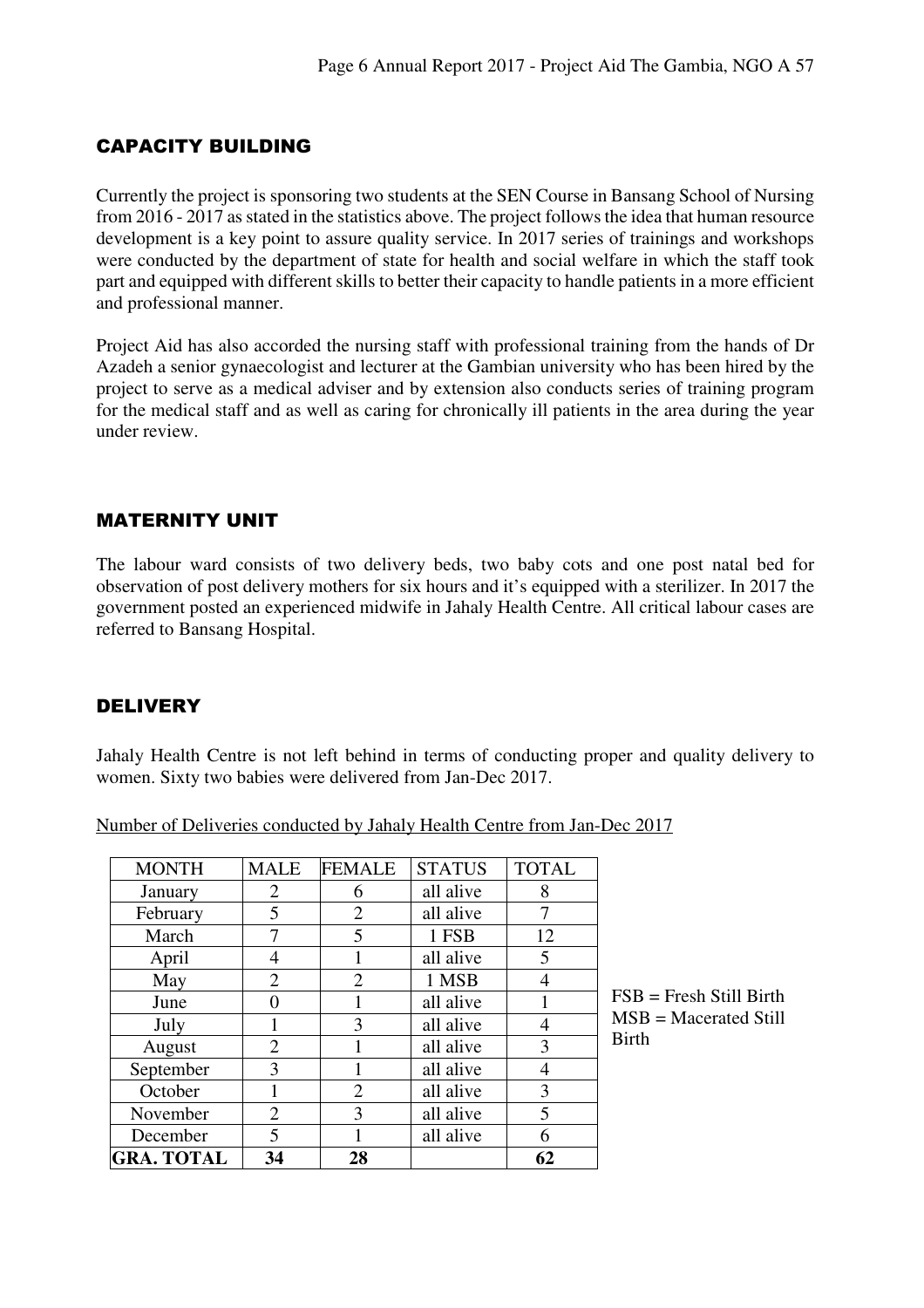## CAPACITY BUILDING

Currently the project is sponsoring two students at the SEN Course in Bansang School of Nursing from 2016 - 2017 as stated in the statistics above. The project follows the idea that human resource development is a key point to assure quality service. In 2017 series of trainings and workshops were conducted by the department of state for health and social welfare in which the staff took part and equipped with different skills to better their capacity to handle patients in a more efficient and professional manner.

Project Aid has also accorded the nursing staff with professional training from the hands of Dr Azadeh a senior gynaecologist and lecturer at the Gambian university who has been hired by the project to serve as a medical adviser and by extension also conducts series of training program for the medical staff and as well as caring for chronically ill patients in the area during the year under review.

## MATERNITY UNIT

The labour ward consists of two delivery beds, two baby cots and one post natal bed for observation of post delivery mothers for six hours and it's equipped with a sterilizer. In 2017 the government posted an experienced midwife in Jahaly Health Centre. All critical labour cases are referred to Bansang Hospital.

## DELIVERY

Jahaly Health Centre is not left behind in terms of conducting proper and quality delivery to women. Sixty two babies were delivered from Jan-Dec 2017.

Number of Deliveries conducted by Jahaly Health Centre from Jan-Dec 2017

| MONTH | MALE | FEMALE | STATUS | TOTAL |
|---|---|---|---|---|
| January | 2 | 6 | all alive | 8 |
| February | 5 | 2 | all alive | 7 |
| March | 7 | 5 | 1 FSB | 12 |
| April | 4 | 1 | all alive | 5 |
| May | 2 | 2 | 1 MSB | 4 |
| June | 0 | 1 | all alive | 1 |
| July | 1 | 3 | all alive | 4 |
| August | 2 | 1 | all alive | 3 |
| September | 3 | 1 | all alive | 4 |
| October | 1 | 2 | all alive | 3 |
| November | 2 | 3 | all alive | 5 |
| December | 5 | 1 | all alive | 6 |
| **GRA. TOTAL** | **34** | **28** | | **62** |

FSB = Fresh Still Birth
MSB = Macerated Still Birth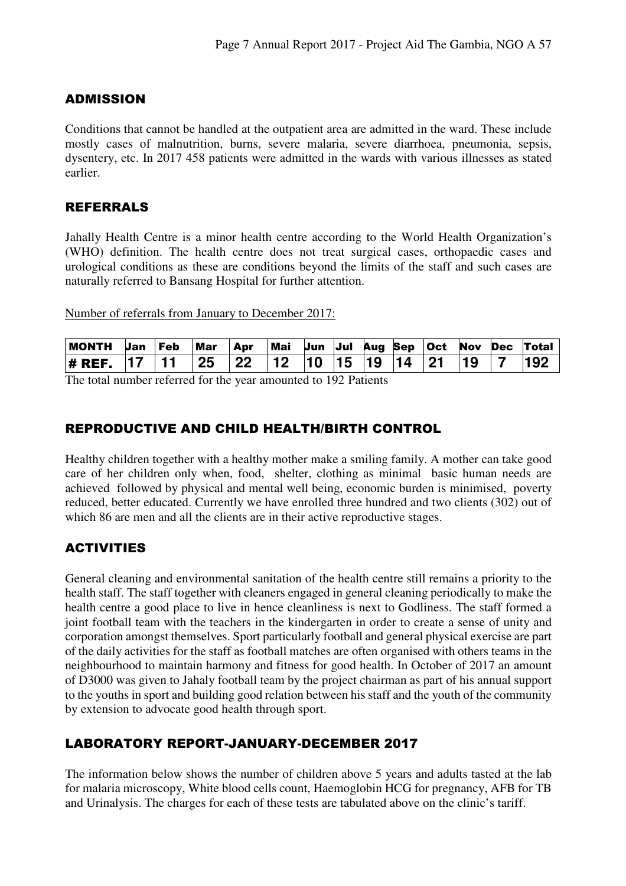## ADMISSION

Conditions that cannot be handled at the outpatient area are admitted in the ward. These include mostly cases of malnutrition, burns, severe malaria, severe diarrhoea, pneumonia, sepsis, dysentery, etc. In 2017 458 patients were admitted in the wards with various illnesses as stated earlier.

## REFERRALS

Jahally Health Centre is a minor health centre according to the World Health Organization's (WHO) definition. The health centre does not treat surgical cases, orthopaedic cases and urological conditions as these are conditions beyond the limits of the staff and such cases are naturally referred to Bansang Hospital for further attention.

Number of referrals from January to December 2017:

| MONTH | Jan | Feb | Mar | Apr | Mai | Jun | Jul | Aug | Sep | Oct | Nov | Dec | Total |
|---|---|---|---|---|---|---|---|---|---|---|---|---|---|
| # REF. | 17 | 11 | 25 | 22 | 12 | 10 | 15 | 19 | 14 | 21 | 19 | 7 | 192 |

The total number referred for the year amounted to 192 Patients

## REPRODUCTIVE AND CHILD HEALTH/BIRTH CONTROL

Healthy children together with a healthy mother make a smiling family. A mother can take good care of her children only when, food, shelter, clothing as minimal basic human needs are achieved followed by physical and mental well being, economic burden is minimised, poverty reduced, better educated. Currently we have enrolled three hundred and two clients (302) out of which 86 are men and all the clients are in their active reproductive stages.

## ACTIVITIES

General cleaning and environmental sanitation of the health centre still remains a priority to the health staff. The staff together with cleaners engaged in general cleaning periodically to make the health centre a good place to live in hence cleanliness is next to Godliness. The staff formed a joint football team with the teachers in the kindergarten in order to create a sense of unity and corporation amongst themselves. Sport particularly football and general physical exercise are part of the daily activities for the staff as football matches are often organised with others teams in the neighbourhood to maintain harmony and fitness for good health. In October of 2017 an amount of D3000 was given to Jahaly football team by the project chairman as part of his annual support to the youths in sport and building good relation between his staff and the youth of the community by extension to advocate good health through sport.

## LABORATORY REPORT-JANUARY-DECEMBER 2017

The information below shows the number of children above 5 years and adults tasted at the lab for malaria microscopy, White blood cells count, Haemoglobin HCG for pregnancy, AFB for TB and Urinalysis. The charges for each of these tests are tabulated above on the clinic's tariff.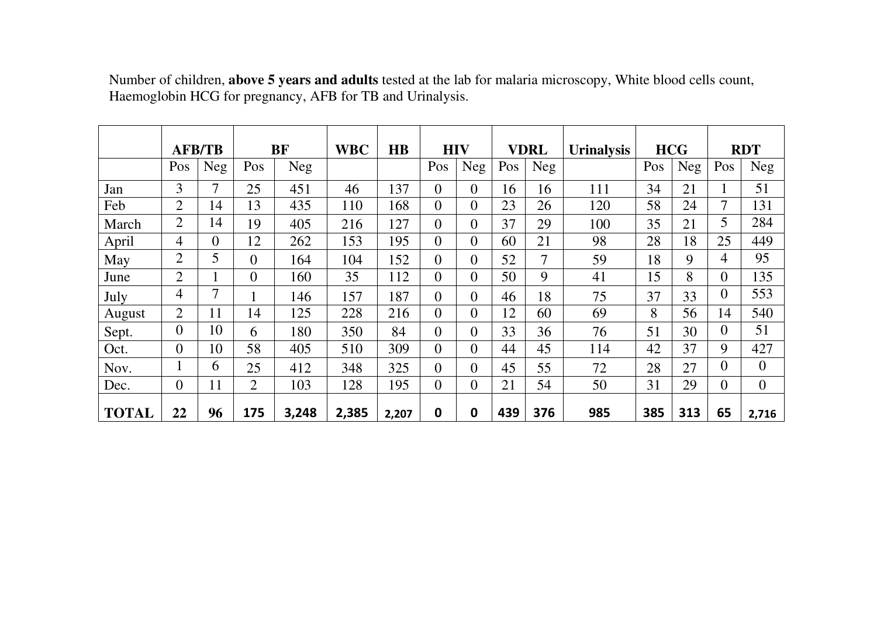Number of children, **above 5 years and adults** tested at the lab for malaria microscopy, White blood cells count, Haemoglobin HCG for pregnancy, AFB for TB and Urinalysis.

| | **AFB/TB** | | **BF** | | **WBC** | **HB** | **HIV** | | **VDRL** | | **Urinalysis** | **HCG** | | **RDT** | |
|---|---|---|---|---|---|---|---|---|---|---|---|---|---|---|---|
| | Pos | Neg | Pos | Neg | | | Pos | Neg | Pos | Neg | | Pos | Neg | Pos | Neg |
| Jan | 3 | 7 | 25 | 451 | 46 | 137 | 0 | 0 | 16 | 16 | 111 | 34 | 21 | 1 | 51 |
| Feb | 2 | 14 | 13 | 435 | 110 | 168 | 0 | 0 | 23 | 26 | 120 | 58 | 24 | 7 | 131 |
| March | 2 | 14 | 19 | 405 | 216 | 127 | 0 | 0 | 37 | 29 | 100 | 35 | 21 | 5 | 284 |
| April | 4 | 0 | 12 | 262 | 153 | 195 | 0 | 0 | 60 | 21 | 98 | 28 | 18 | 25 | 449 |
| May | 2 | 5 | 0 | 164 | 104 | 152 | 0 | 0 | 52 | 7 | 59 | 18 | 9 | 4 | 95 |
| June | 2 | 1 | 0 | 160 | 35 | 112 | 0 | 0 | 50 | 9 | 41 | 15 | 8 | 0 | 135 |
| July | 4 | 7 | 1 | 146 | 157 | 187 | 0 | 0 | 46 | 18 | 75 | 37 | 33 | 0 | 553 |
| August | 2 | 11 | 14 | 125 | 228 | 216 | 0 | 0 | 12 | 60 | 69 | 8 | 56 | 14 | 540 |
| Sept. | 0 | 10 | 6 | 180 | 350 | 84 | 0 | 0 | 33 | 36 | 76 | 51 | 30 | 0 | 51 |
| Oct. | 0 | 10 | 58 | 405 | 510 | 309 | 0 | 0 | 44 | 45 | 114 | 42 | 37 | 9 | 427 |
| Nov. | 1 | 6 | 25 | 412 | 348 | 325 | 0 | 0 | 45 | 55 | 72 | 28 | 27 | 0 | 0 |
| Dec. | 0 | 11 | 2 | 103 | 128 | 195 | 0 | 0 | 21 | 54 | 50 | 31 | 29 | 0 | 0 |
| **TOTAL** | **22** | **96** | **175** | **3,248** | **2,385** | **2,207** | **0** | **0** | **439** | **376** | **985** | **385** | **313** | **65** | **2,716** |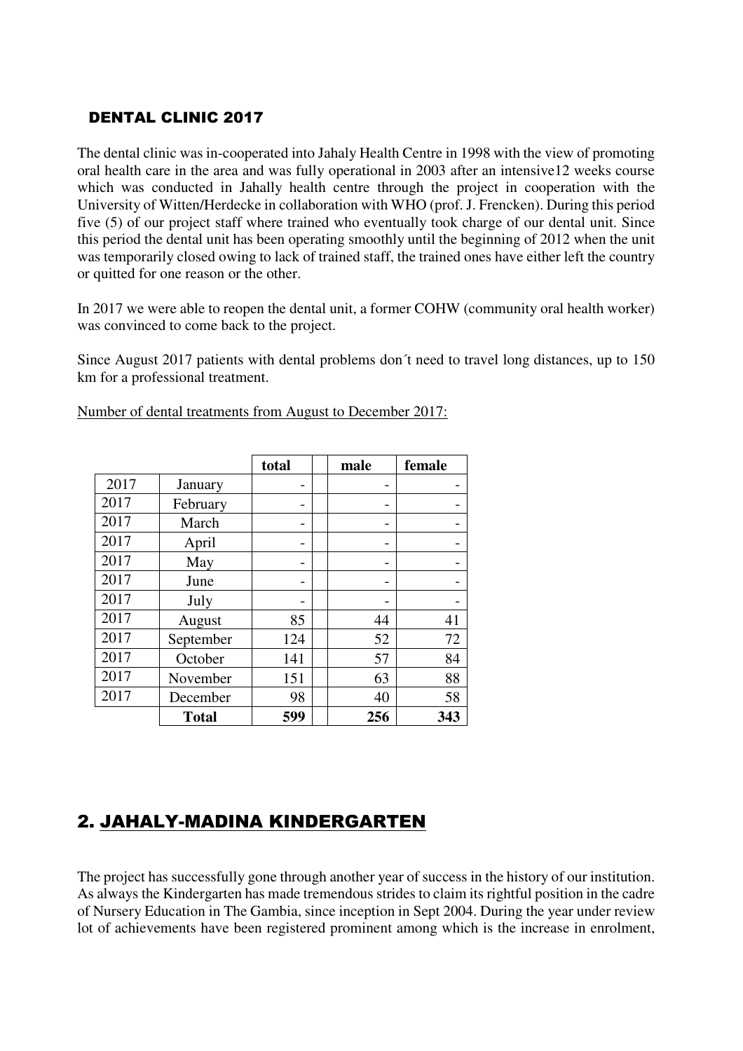## DENTAL CLINIC 2017

The dental clinic was in-cooperated into Jahaly Health Centre in 1998 with the view of promoting oral health care in the area and was fully operational in 2003 after an intensive12 weeks course which was conducted in Jahally health centre through the project in cooperation with the University of Witten/Herdecke in collaboration with WHO (prof. J. Frencken). During this period five (5) of our project staff where trained who eventually took charge of our dental unit. Since this period the dental unit has been operating smoothly until the beginning of 2012 when the unit was temporarily closed owing to lack of trained staff, the trained ones have either left the country or quitted for one reason or the other.

In 2017 we were able to reopen the dental unit, a former COHW (community oral health worker) was convinced to come back to the project.

Since August 2017 patients with dental problems don´t need to travel long distances, up to 150 km for a professional treatment.

Number of dental treatments from August to December 2017:

| | | total | | male | female |
|---|---|---|---|---|---|
| 2017 | January | - | | - | - |
| 2017 | February | - | | - | - |
| 2017 | March | - | | - | - |
| 2017 | April | - | | - | - |
| 2017 | May | - | | - | - |
| 2017 | June | - | | - | - |
| 2017 | July | - | | - | - |
| 2017 | August | 85 | | 44 | 41 |
| 2017 | September | 124 | | 52 | 72 |
| 2017 | October | 141 | | 57 | 84 |
| 2017 | November | 151 | | 63 | 88 |
| 2017 | December | 98 | | 40 | 58 |
| | **Total** | **599** | | **256** | **343** |

## 2. JAHALY-MADINA KINDERGARTEN

The project has successfully gone through another year of success in the history of our institution. As always the Kindergarten has made tremendous strides to claim its rightful position in the cadre of Nursery Education in The Gambia, since inception in Sept 2004. During the year under review lot of achievements have been registered prominent among which is the increase in enrolment,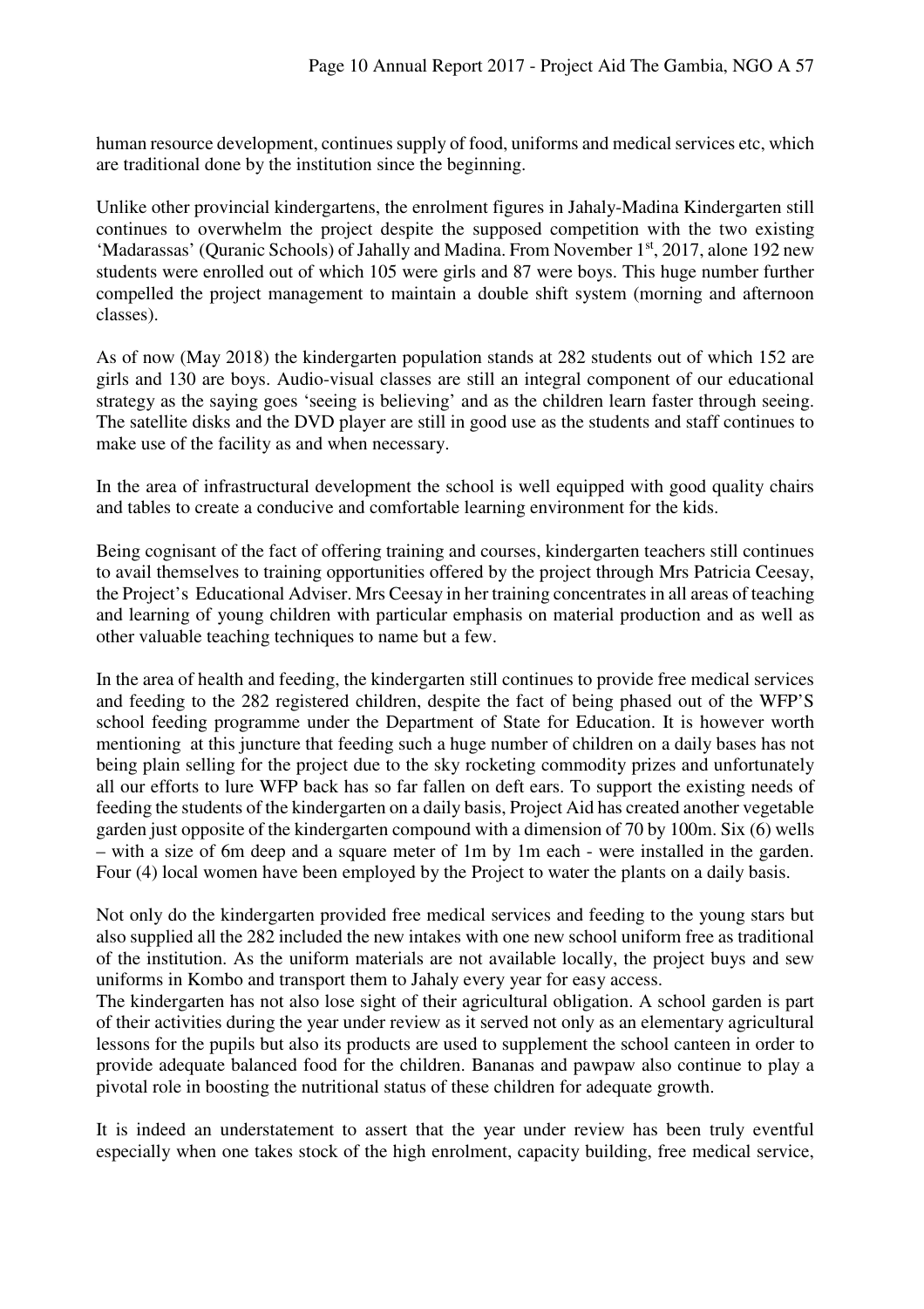human resource development, continues supply of food, uniforms and medical services etc, which are traditional done by the institution since the beginning.

Unlike other provincial kindergartens, the enrolment figures in Jahaly-Madina Kindergarten still continues to overwhelm the project despite the supposed competition with the two existing 'Madarassas' (Quranic Schools) of Jahally and Madina. From November 1st, 2017, alone 192 new students were enrolled out of which 105 were girls and 87 were boys. This huge number further compelled the project management to maintain a double shift system (morning and afternoon classes).

As of now (May 2018) the kindergarten population stands at 282 students out of which 152 are girls and 130 are boys. Audio-visual classes are still an integral component of our educational strategy as the saying goes 'seeing is believing' and as the children learn faster through seeing. The satellite disks and the DVD player are still in good use as the students and staff continues to make use of the facility as and when necessary.

In the area of infrastructural development the school is well equipped with good quality chairs and tables to create a conducive and comfortable learning environment for the kids.

Being cognisant of the fact of offering training and courses, kindergarten teachers still continues to avail themselves to training opportunities offered by the project through Mrs Patricia Ceesay, the Project's Educational Adviser. Mrs Ceesay in her training concentrates in all areas of teaching and learning of young children with particular emphasis on material production and as well as other valuable teaching techniques to name but a few.

In the area of health and feeding, the kindergarten still continues to provide free medical services and feeding to the 282 registered children, despite the fact of being phased out of the WFP'S school feeding programme under the Department of State for Education. It is however worth mentioning at this juncture that feeding such a huge number of children on a daily bases has not being plain selling for the project due to the sky rocketing commodity prizes and unfortunately all our efforts to lure WFP back has so far fallen on deft ears. To support the existing needs of feeding the students of the kindergarten on a daily basis, Project Aid has created another vegetable garden just opposite of the kindergarten compound with a dimension of 70 by 100m. Six (6) wells – with a size of 6m deep and a square meter of 1m by 1m each - were installed in the garden. Four (4) local women have been employed by the Project to water the plants on a daily basis.

Not only do the kindergarten provided free medical services and feeding to the young stars but also supplied all the 282 included the new intakes with one new school uniform free as traditional of the institution. As the uniform materials are not available locally, the project buys and sew uniforms in Kombo and transport them to Jahaly every year for easy access.

The kindergarten has not also lose sight of their agricultural obligation. A school garden is part of their activities during the year under review as it served not only as an elementary agricultural lessons for the pupils but also its products are used to supplement the school canteen in order to provide adequate balanced food for the children. Bananas and pawpaw also continue to play a pivotal role in boosting the nutritional status of these children for adequate growth.

It is indeed an understatement to assert that the year under review has been truly eventful especially when one takes stock of the high enrolment, capacity building, free medical service,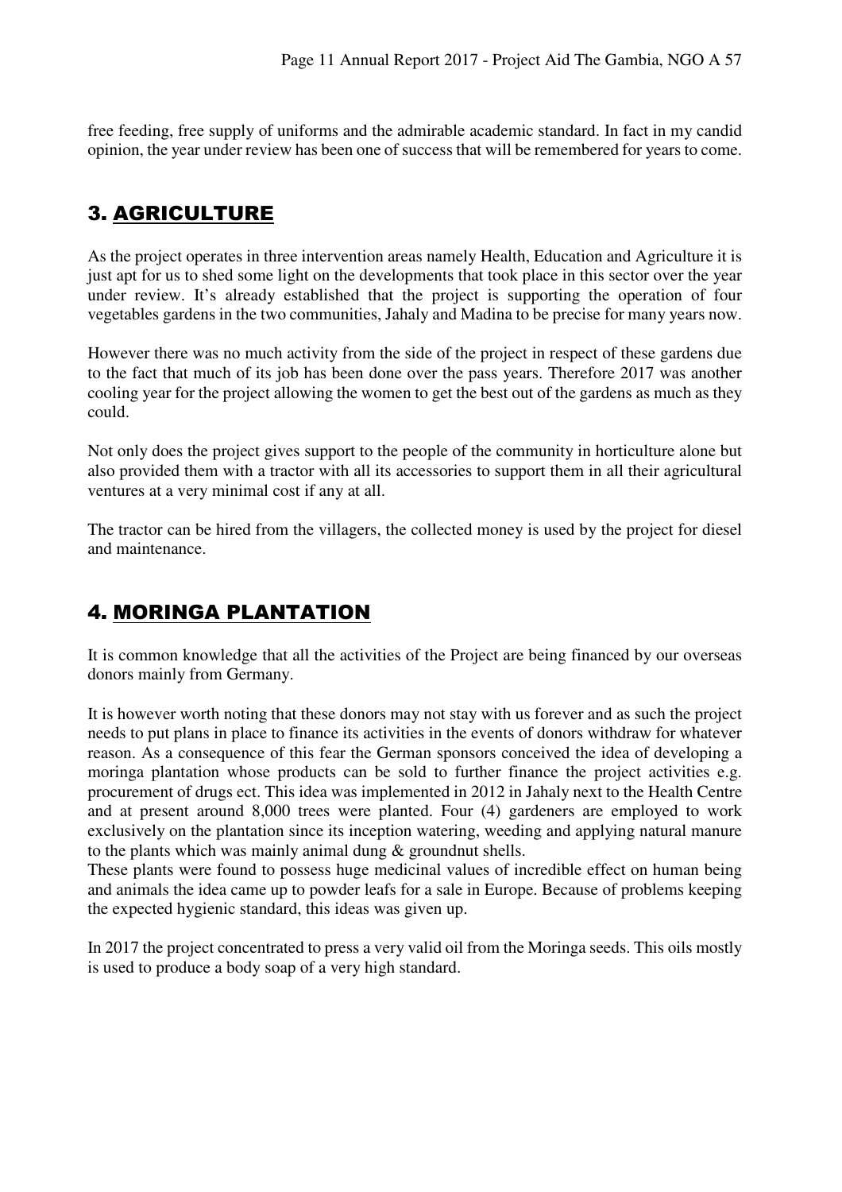free feeding, free supply of uniforms and the admirable academic standard. In fact in my candid opinion, the year under review has been one of success that will be remembered for years to come.

## 3. AGRICULTURE

As the project operates in three intervention areas namely Health, Education and Agriculture it is just apt for us to shed some light on the developments that took place in this sector over the year under review. It's already established that the project is supporting the operation of four vegetables gardens in the two communities, Jahaly and Madina to be precise for many years now.

However there was no much activity from the side of the project in respect of these gardens due to the fact that much of its job has been done over the pass years. Therefore 2017 was another cooling year for the project allowing the women to get the best out of the gardens as much as they could.

Not only does the project gives support to the people of the community in horticulture alone but also provided them with a tractor with all its accessories to support them in all their agricultural ventures at a very minimal cost if any at all.

The tractor can be hired from the villagers, the collected money is used by the project for diesel and maintenance.

## 4. MORINGA PLANTATION

It is common knowledge that all the activities of the Project are being financed by our overseas donors mainly from Germany.

It is however worth noting that these donors may not stay with us forever and as such the project needs to put plans in place to finance its activities in the events of donors withdraw for whatever reason. As a consequence of this fear the German sponsors conceived the idea of developing a moringa plantation whose products can be sold to further finance the project activities e.g. procurement of drugs ect. This idea was implemented in 2012 in Jahaly next to the Health Centre and at present around 8,000 trees were planted. Four (4) gardeners are employed to work exclusively on the plantation since its inception watering, weeding and applying natural manure to the plants which was mainly animal dung & groundnut shells.
These plants were found to possess huge medicinal values of incredible effect on human being and animals the idea came up to powder leafs for a sale in Europe. Because of problems keeping the expected hygienic standard, this ideas was given up.

In 2017 the project concentrated to press a very valid oil from the Moringa seeds. This oils mostly is used to produce a body soap of a very high standard.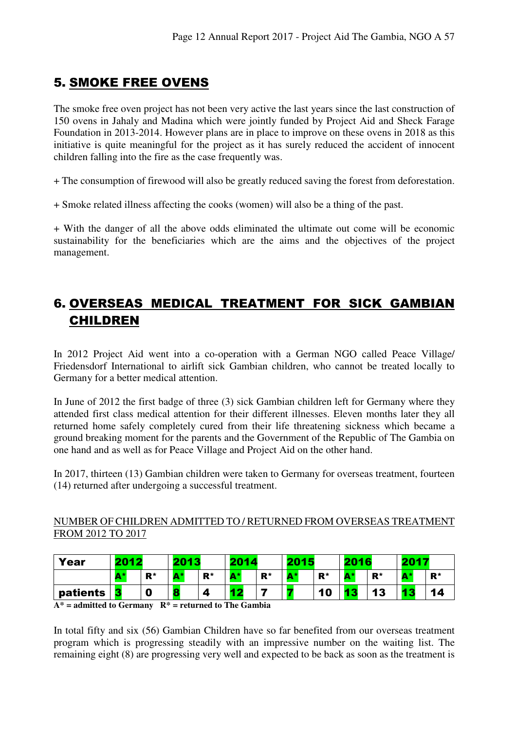## 5. SMOKE FREE OVENS

The smoke free oven project has not been very active the last years since the last construction of 150 ovens in Jahaly and Madina which were jointly funded by Project Aid and Sheck Farage Foundation in 2013-2014. However plans are in place to improve on these ovens in 2018 as this initiative is quite meaningful for the project as it has surely reduced the accident of innocent children falling into the fire as the case frequently was.

+ The consumption of firewood will also be greatly reduced saving the forest from deforestation.

+ Smoke related illness affecting the cooks (women) will also be a thing of the past.

+ With the danger of all the above odds eliminated the ultimate out come will be economic sustainability for the beneficiaries which are the aims and the objectives of the project management.

## 6. OVERSEAS MEDICAL TREATMENT FOR SICK GAMBIAN CHILDREN

In 2012 Project Aid went into a co-operation with a German NGO called Peace Village/ Friedensdorf International to airlift sick Gambian children, who cannot be treated locally to Germany for a better medical attention.

In June of 2012 the first badge of three (3) sick Gambian children left for Germany where they attended first class medical attention for their different illnesses. Eleven months later they all returned home safely completely cured from their life threatening sickness which became a ground breaking moment for the parents and the Government of the Republic of The Gambia on one hand and as well as for Peace Village and Project Aid on the other hand.

In 2017, thirteen (13) Gambian children were taken to Germany for overseas treatment, fourteen (14) returned after undergoing a successful treatment.

NUMBER OF CHILDREN ADMITTED TO / RETURNED FROM OVERSEAS TREATMENT FROM 2012 TO 2017

| Year | 2012 | | 2013 | | 2014 | | 2015 | | 2016 | | 2017 | |
|---|---|---|---|---|---|---|---|---|---|---|---|---|
| | A* | R* | A* | R* | A* | R* | A* | R* | A* | R* | A* | R* |
| patients | 3 | 0 | 8 | 4 | 12 | 7 | 7 | 10 | 13 | 13 | 13 | 14 |

**A* = admitted to Germany R* = returned to The Gambia**

In total fifty and six (56) Gambian Children have so far benefited from our overseas treatment program which is progressing steadily with an impressive number on the waiting list. The remaining eight (8) are progressing very well and expected to be back as soon as the treatment is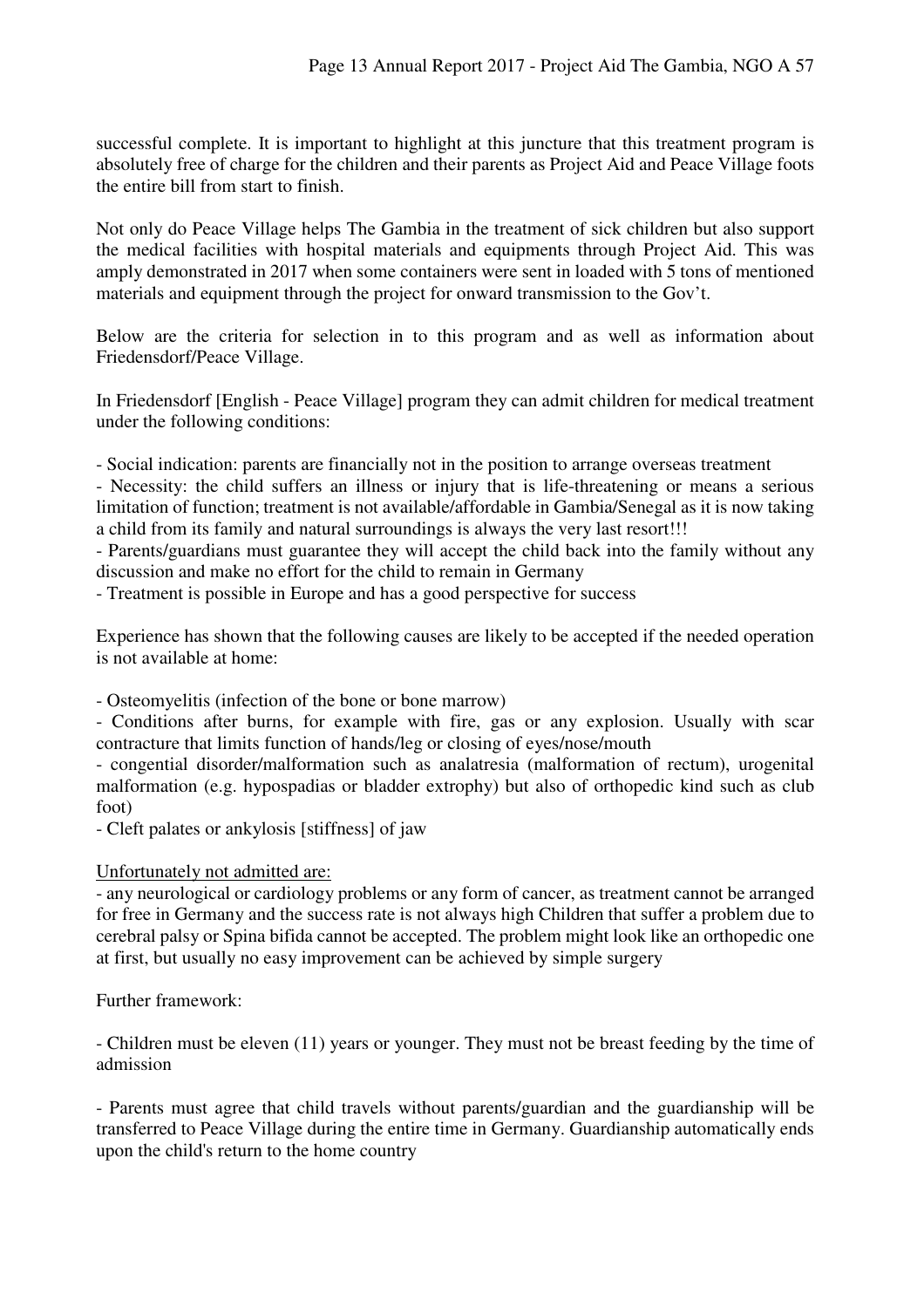successful complete. It is important to highlight at this juncture that this treatment program is absolutely free of charge for the children and their parents as Project Aid and Peace Village foots the entire bill from start to finish.

Not only do Peace Village helps The Gambia in the treatment of sick children but also support the medical facilities with hospital materials and equipments through Project Aid. This was amply demonstrated in 2017 when some containers were sent in loaded with 5 tons of mentioned materials and equipment through the project for onward transmission to the Gov't.

Below are the criteria for selection in to this program and as well as information about Friedensdorf/Peace Village.

In Friedensdorf [English - Peace Village] program they can admit children for medical treatment under the following conditions:

- Social indication: parents are financially not in the position to arrange overseas treatment
- Necessity: the child suffers an illness or injury that is life-threatening or means a serious limitation of function; treatment is not available/affordable in Gambia/Senegal as it is now taking a child from its family and natural surroundings is always the very last resort!!!
- Parents/guardians must guarantee they will accept the child back into the family without any discussion and make no effort for the child to remain in Germany
- Treatment is possible in Europe and has a good perspective for success

Experience has shown that the following causes are likely to be accepted if the needed operation is not available at home:

- Osteomyelitis (infection of the bone or bone marrow)
- Conditions after burns, for example with fire, gas or any explosion. Usually with scar contracture that limits function of hands/leg or closing of eyes/nose/mouth
- congential disorder/malformation such as analatresia (malformation of rectum), urogenital malformation (e.g. hypospadias or bladder extrophy) but also of orthopedic kind such as club foot)
- Cleft palates or ankylosis [stiffness] of jaw

<u>Unfortunately not admitted are:</u>

- any neurological or cardiology problems or any form of cancer, as treatment cannot be arranged for free in Germany and the success rate is not always high Children that suffer a problem due to cerebral palsy or Spina bifida cannot be accepted. The problem might look like an orthopedic one at first, but usually no easy improvement can be achieved by simple surgery

Further framework:

- Children must be eleven (11) years or younger. They must not be breast feeding by the time of admission

- Parents must agree that child travels without parents/guardian and the guardianship will be transferred to Peace Village during the entire time in Germany. Guardianship automatically ends upon the child's return to the home country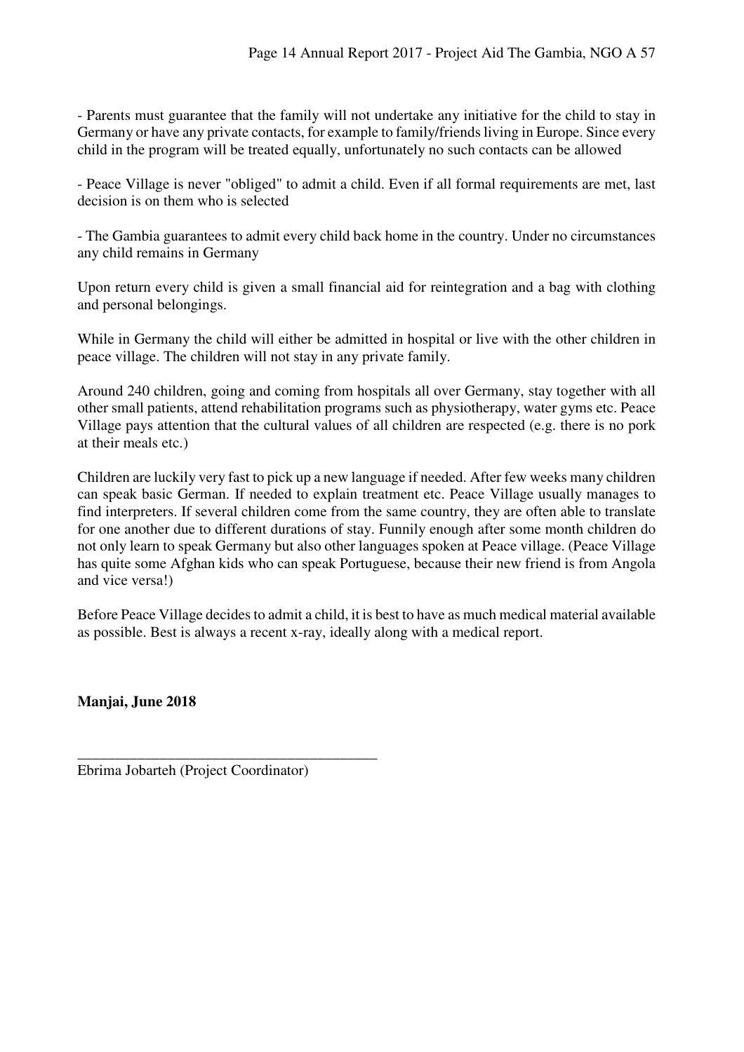- Parents must guarantee that the family will not undertake any initiative for the child to stay in Germany or have any private contacts, for example to family/friends living in Europe. Since every child in the program will be treated equally, unfortunately no such contacts can be allowed

- Peace Village is never "obliged" to admit a child. Even if all formal requirements are met, last decision is on them who is selected

- The Gambia guarantees to admit every child back home in the country. Under no circumstances any child remains in Germany

Upon return every child is given a small financial aid for reintegration and a bag with clothing and personal belongings.

While in Germany the child will either be admitted in hospital or live with the other children in peace village. The children will not stay in any private family.

Around 240 children, going and coming from hospitals all over Germany, stay together with all other small patients, attend rehabilitation programs such as physiotherapy, water gyms etc. Peace Village pays attention that the cultural values of all children are respected (e.g. there is no pork at their meals etc.)

Children are luckily very fast to pick up a new language if needed. After few weeks many children can speak basic German. If needed to explain treatment etc. Peace Village usually manages to find interpreters. If several children come from the same country, they are often able to translate for one another due to different durations of stay. Funnily enough after some month children do not only learn to speak Germany but also other languages spoken at Peace village. (Peace Village has quite some Afghan kids who can speak Portuguese, because their new friend is from Angola and vice versa!)

Before Peace Village decides to admit a child, it is best to have as much medical material available as possible. Best is always a recent x-ray, ideally along with a medical report.

**Manjai, June 2018**

\_\_\_\_\_\_\_\_\_\_\_\_\_\_\_\_\_\_\_\_\_\_\_\_\_\_\_\_\_\_\_\_\_\_\_\_\_\_\_\_

Ebrima Jobarteh (Project Coordinator)